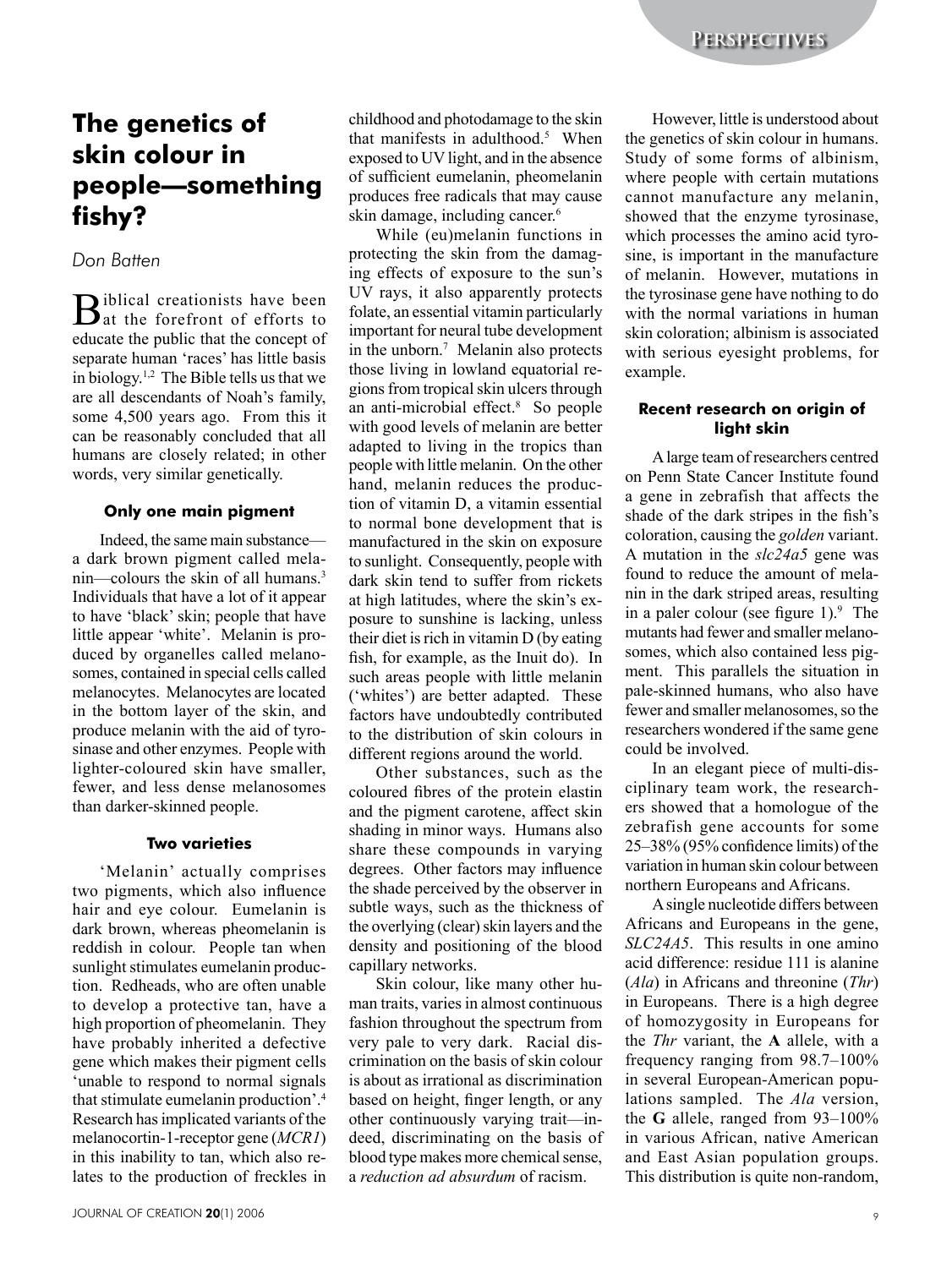# The genetics of skin colour in people—something fishy?

*Don Batten*

Biblical creationists have been at the forefront of efforts to educate the public that the concept of separate human 'races' has little basis in biology.[1,2] The Bible tells us that we are all descendants of Noah's family, some 4,500 years ago. From this it can be reasonably concluded that all humans are closely related; in other words, very similar genetically.

### Only one main pigment

Indeed, the same main substance—a dark brown pigment called melanin—colours the skin of all humans.[3] Individuals that have a lot of it appear to have 'black' skin; people that have little appear 'white'. Melanin is produced by organelles called melanosomes, contained in special cells called melanocytes. Melanocytes are located in the bottom layer of the skin, and produce melanin with the aid of tyrosinase and other enzymes. People with lighter-coloured skin have smaller, fewer, and less dense melanosomes than darker-skinned people.

### Two varieties

'Melanin' actually comprises two pigments, which also influence hair and eye colour. Eumelanin is dark brown, whereas pheomelanin is reddish in colour. People tan when sunlight stimulates eumelanin production. Redheads, who are often unable to develop a protective tan, have a high proportion of pheomelanin. They have probably inherited a defective gene which makes their pigment cells 'unable to respond to normal signals that stimulate eumelanin production'.[4] Research has implicated variants of the melanocortin-1-receptor gene (*MCR1*) in this inability to tan, which also relates to the production of freckles in childhood and photodamage to the skin that manifests in adulthood.[5] When exposed to UV light, and in the absence of sufficient eumelanin, pheomelanin produces free radicals that may cause skin damage, including cancer.[6]

While (eu)melanin functions in protecting the skin from the damaging effects of exposure to the sun's UV rays, it also apparently protects folate, an essential vitamin particularly important for neural tube development in the unborn.[7] Melanin also protects those living in lowland equatorial regions from tropical skin ulcers through an anti-microbial effect.[8] So people with good levels of melanin are better adapted to living in the tropics than people with little melanin. On the other hand, melanin reduces the production of vitamin D, a vitamin essential to normal bone development that is manufactured in the skin on exposure to sunlight. Consequently, people with dark skin tend to suffer from rickets at high latitudes, where the skin's exposure to sunshine is lacking, unless their diet is rich in vitamin D (by eating fish, for example, as the Inuit do). In such areas people with little melanin ('whites') are better adapted. These factors have undoubtedly contributed to the distribution of skin colours in different regions around the world.

Other substances, such as the coloured fibres of the protein elastin and the pigment carotene, affect skin shading in minor ways. Humans also share these compounds in varying degrees. Other factors may influence the shade perceived by the observer in subtle ways, such as the thickness of the overlying (clear) skin layers and the density and positioning of the blood capillary networks.

Skin colour, like many other human traits, varies in almost continuous fashion throughout the spectrum from very pale to very dark. Racial discrimination on the basis of skin colour is about as irrational as discrimination based on height, finger length, or any other continuously varying trait—indeed, discriminating on the basis of blood type makes more chemical sense, a *reduction ad absurdum* of racism.

However, little is understood about the genetics of skin colour in humans. Study of some forms of albinism, where people with certain mutations cannot manufacture any melanin, showed that the enzyme tyrosinase, which processes the amino acid tyrosine, is important in the manufacture of melanin. However, mutations in the tyrosinase gene have nothing to do with the normal variations in human skin coloration; albinism is associated with serious eyesight problems, for example.

### Recent research on origin of light skin

A large team of researchers centred on Penn State Cancer Institute found a gene in zebrafish that affects the shade of the dark stripes in the fish's coloration, causing the *golden* variant. A mutation in the *slc24a5* gene was found to reduce the amount of melanin in the dark striped areas, resulting in a paler colour (see figure 1).[9] The mutants had fewer and smaller melanosomes, which also contained less pigment. This parallels the situation in pale-skinned humans, who also have fewer and smaller melanosomes, so the researchers wondered if the same gene could be involved.

In an elegant piece of multi-disciplinary team work, the researchers showed that a homologue of the zebrafish gene accounts for some 25–38% (95% confidence limits) of the variation in human skin colour between northern Europeans and Africans.

A single nucleotide differs between Africans and Europeans in the gene, *SLC24A5*. This results in one amino acid difference: residue 111 is alanine (*Ala*) in Africans and threonine (*Thr*) in Europeans. There is a high degree of homozygosity in Europeans for the *Thr* variant, the **A** allele, with a frequency ranging from 98.7–100% in several European-American populations sampled. The *Ala* version, the **G** allele, ranged from 93–100% in various African, native American and East Asian population groups. This distribution is quite non-random,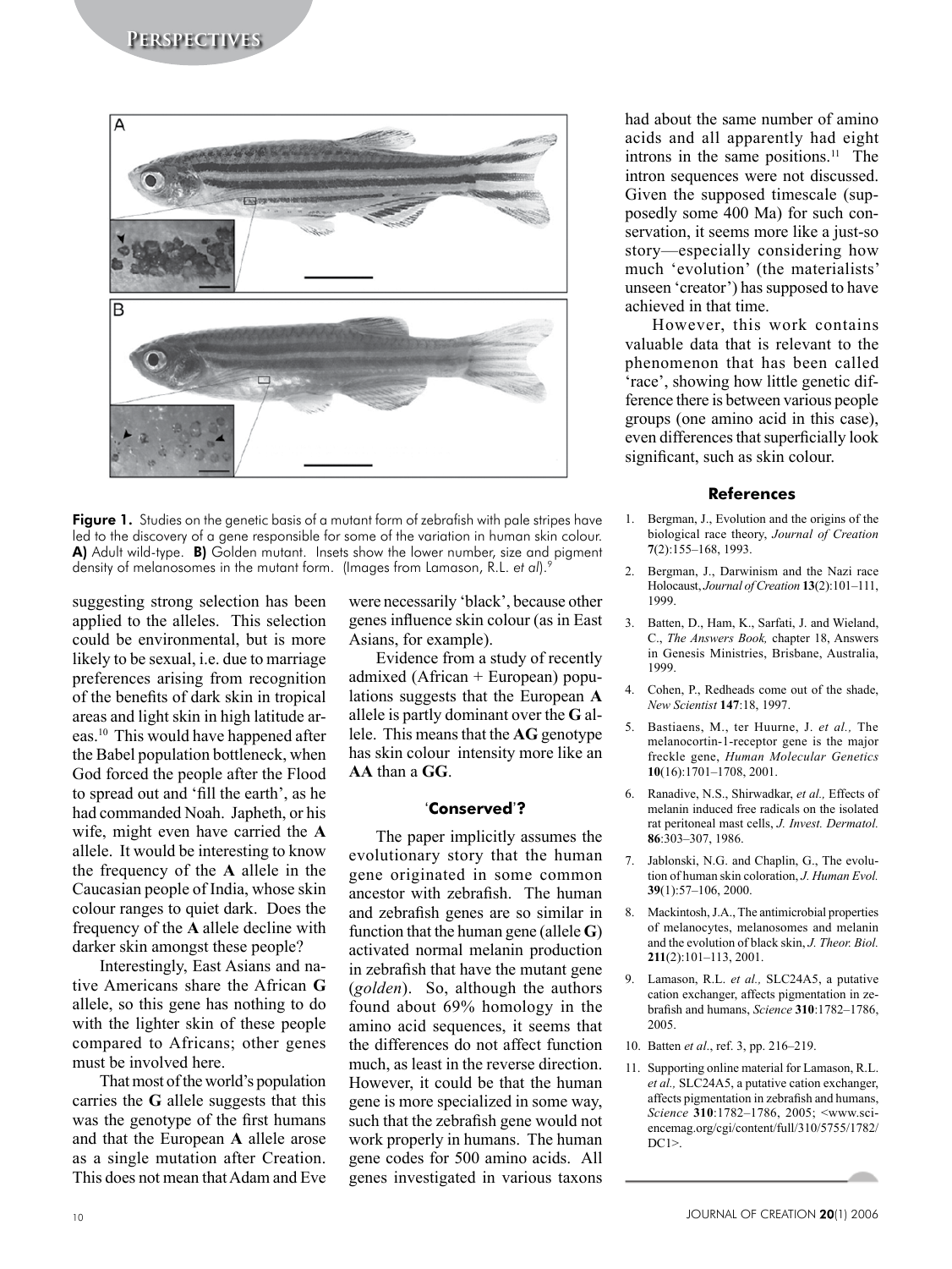Figure 1. Studies on the genetic basis of a mutant form of zebrafish with pale stripes have led to the discovery of a gene responsible for some of the variation in human skin colour. **A)** Adult wild-type. **B)** Golden mutant. Insets show the lower number, size and pigment density of melanosomes in the mutant form. (Images from Lamason, R.L. *et al*).[9]

suggesting strong selection has been applied to the alleles. This selection could be environmental, but is more likely to be sexual, i.e. due to marriage preferences arising from recognition of the benefits of dark skin in tropical areas and light skin in high latitude areas.[10] This would have happened after the Babel population bottleneck, when God forced the people after the Flood to spread out and 'fill the earth', as he had commanded Noah. Japheth, or his wife, might even have carried the **A** allele. It would be interesting to know the frequency of the **A** allele in the Caucasian people of India, whose skin colour ranges to quiet dark. Does the frequency of the **A** allele decline with darker skin amongst these people?

Interestingly, East Asians and native Americans share the African **G** allele, so this gene has nothing to do with the lighter skin of these people compared to Africans; other genes must be involved here.

That most of the world's population carries the **G** allele suggests that this was the genotype of the first humans and that the European **A** allele arose as a single mutation after Creation. This does not mean that Adam and Eve were necessarily 'black', because other genes influence skin colour (as in East Asians, for example).

Evidence from a study of recently admixed (African + European) populations suggests that the European **A** allele is partly dominant over the **G** allele. This means that the **AG** genotype has skin colour intensity more like an **AA** than a **GG**.

### 'Conserved'?

The paper implicitly assumes the evolutionary story that the human gene originated in some common ancestor with zebrafish. The human and zebrafish genes are so similar in function that the human gene (allele **G**) activated normal melanin production in zebrafish that have the mutant gene (*golden*). So, although the authors found about 69% homology in the amino acid sequences, it seems that the differences do not affect function much, as least in the reverse direction. However, it could be that the human gene is more specialized in some way, such that the zebrafish gene would not work properly in humans. The human gene codes for 500 amino acids. All genes investigated in various taxons had about the same number of amino acids and all apparently had eight introns in the same positions.[11] The intron sequences were not discussed. Given the supposed timescale (supposedly some 400 Ma) for such conservation, it seems more like a just-so story—especially considering how much 'evolution' (the materialists' unseen 'creator') has supposed to have achieved in that time.

However, this work contains valuable data that is relevant to the phenomenon that has been called 'race', showing how little genetic difference there is between various people groups (one amino acid in this case), even differences that superficially look significant, such as skin colour.

### References

1. Bergman, J., Evolution and the origins of the biological race theory, *Journal of Creation* **7**(2):155–168, 1993.
2. Bergman, J., Darwinism and the Nazi race Holocaust, *Journal of Creation* **13**(2):101–111, 1999.
3. Batten, D., Ham, K., Sarfati, J. and Wieland, C., *The Answers Book,* chapter 18, Answers in Genesis Ministries, Brisbane, Australia, 1999.
4. Cohen, P., Redheads come out of the shade, *New Scientist* **147**:18, 1997.
5. Bastiaens, M., ter Huurne, J. *et al.,* The melanocortin-1-receptor gene is the major freckle gene, *Human Molecular Genetics* **10**(16):1701–1708, 2001.
6. Ranadive, N.S., Shirwadkar, *et al.,* Effects of melanin induced free radicals on the isolated rat peritoneal mast cells, *J. Invest. Dermatol.* **86**:303–307, 1986.
7. Jablonski, N.G. and Chaplin, G., The evolution of human skin coloration, *J. Human Evol.* **39**(1):57–106, 2000.
8. Mackintosh, J.A., The antimicrobial properties of melanocytes, melanosomes and melanin and the evolution of black skin, *J. Theor. Biol.* **211**(2):101–113, 2001.
9. Lamason, R.L. *et al.,* SLC24A5, a putative cation exchanger, affects pigmentation in zebrafish and humans, *Science* **310**:1782–1786, 2005.
10. Batten *et al*., ref. 3, pp. 216–219.
11. Supporting online material for Lamason, R.L. *et al.,* SLC24A5, a putative cation exchanger, affects pigmentation in zebrafish and humans, *Science* **310**:1782–1786, 2005; <www.sciencemag.org/cgi/content/full/310/5755/1782/DC1>.